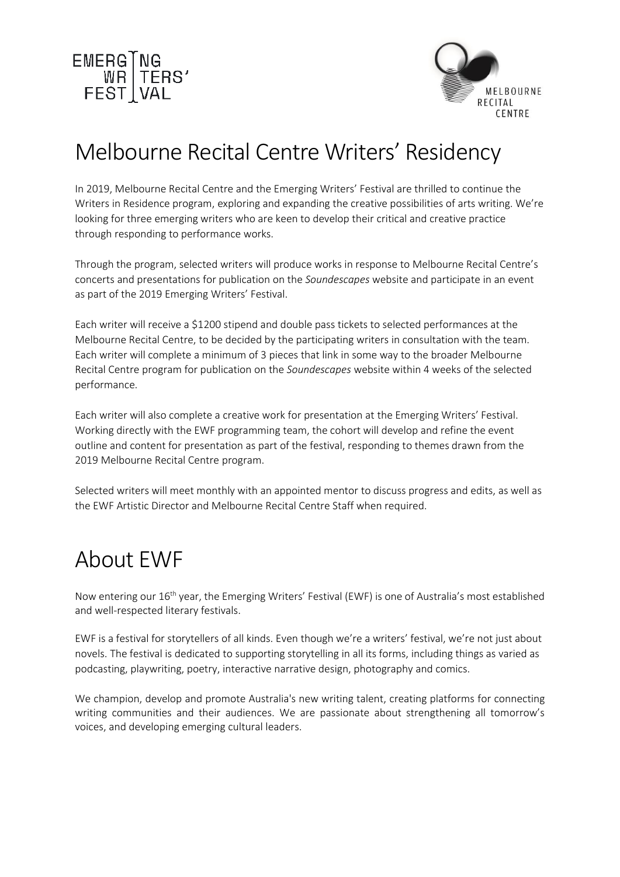# Melbourne Recital Centre Writers' Residency

In 2019, Melbourne Recital Centre and the Emerging Writers' Festival are thrilled to continue the Writers in Residence program, exploring and expanding the creative possibilities of arts writing. We're looking for three emerging writers who are keen to develop their critical and creative practice through responding to performance works.

Through the program, selected writers will produce works in response to Melbourne Recital Centre's concerts and presentations for publication on the *Soundescapes* website and participate in an event as part of the 2019 Emerging Writers' Festival.

Each writer will receive a $1200 stipend and double pass tickets to selected performances at the Melbourne Recital Centre, to be decided by the participating writers in consultation with the team. Each writer will complete a minimum of 3 pieces that link in some way to the broader Melbourne Recital Centre program for publication on the *Soundescapes* website within 4 weeks of the selected performance.

Each writer will also complete a creative work for presentation at the Emerging Writers' Festival. Working directly with the EWF programming team, the cohort will develop and refine the event outline and content for presentation as part of the festival, responding to themes drawn from the 2019 Melbourne Recital Centre program.

Selected writers will meet monthly with an appointed mentor to discuss progress and edits, as well as the EWF Artistic Director and Melbourne Recital Centre Staff when required.

# About EWF

Now entering our 16th year, the Emerging Writers' Festival (EWF) is one of Australia's most established and well-respected literary festivals.

EWF is a festival for storytellers of all kinds. Even though we're a writers' festival, we're not just about novels. The festival is dedicated to supporting storytelling in all its forms, including things as varied as podcasting, playwriting, poetry, interactive narrative design, photography and comics.

We champion, develop and promote Australia's new writing talent, creating platforms for connecting writing communities and their audiences. We are passionate about strengthening all tomorrow's voices, and developing emerging cultural leaders.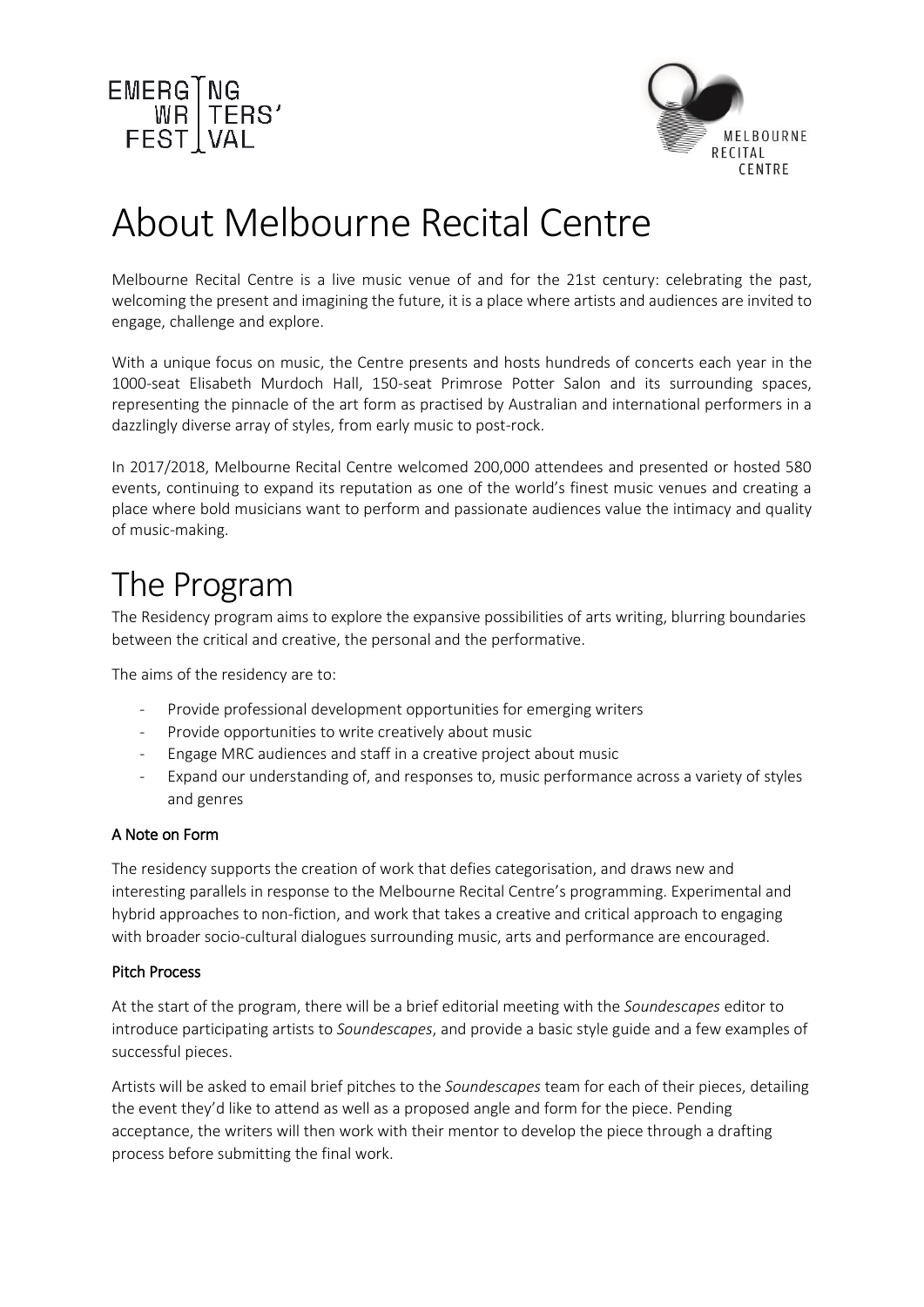# About Melbourne Recital Centre

Melbourne Recital Centre is a live music venue of and for the 21st century: celebrating the past, welcoming the present and imagining the future, it is a place where artists and audiences are invited to engage, challenge and explore.

With a unique focus on music, the Centre presents and hosts hundreds of concerts each year in the 1000-seat Elisabeth Murdoch Hall, 150-seat Primrose Potter Salon and its surrounding spaces, representing the pinnacle of the art form as practised by Australian and international performers in a dazzlingly diverse array of styles, from early music to post-rock.

In 2017/2018, Melbourne Recital Centre welcomed 200,000 attendees and presented or hosted 580 events, continuing to expand its reputation as one of the world's finest music venues and creating a place where bold musicians want to perform and passionate audiences value the intimacy and quality of music-making.

# The Program

The Residency program aims to explore the expansive possibilities of arts writing, blurring boundaries between the critical and creative, the personal and the performative.

The aims of the residency are to:

- Provide professional development opportunities for emerging writers
- Provide opportunities to write creatively about music
- Engage MRC audiences and staff in a creative project about music
- Expand our understanding of, and responses to, music performance across a variety of styles and genres

### A Note on Form

The residency supports the creation of work that defies categorisation, and draws new and interesting parallels in response to the Melbourne Recital Centre's programming. Experimental and hybrid approaches to non-fiction, and work that takes a creative and critical approach to engaging with broader socio-cultural dialogues surrounding music, arts and performance are encouraged.

### Pitch Process

At the start of the program, there will be a brief editorial meeting with the *Soundescapes* editor to introduce participating artists to *Soundescapes*, and provide a basic style guide and a few examples of successful pieces.

Artists will be asked to email brief pitches to the *Soundescapes* team for each of their pieces, detailing the event they'd like to attend as well as a proposed angle and form for the piece. Pending acceptance, the writers will then work with their mentor to develop the piece through a drafting process before submitting the final work.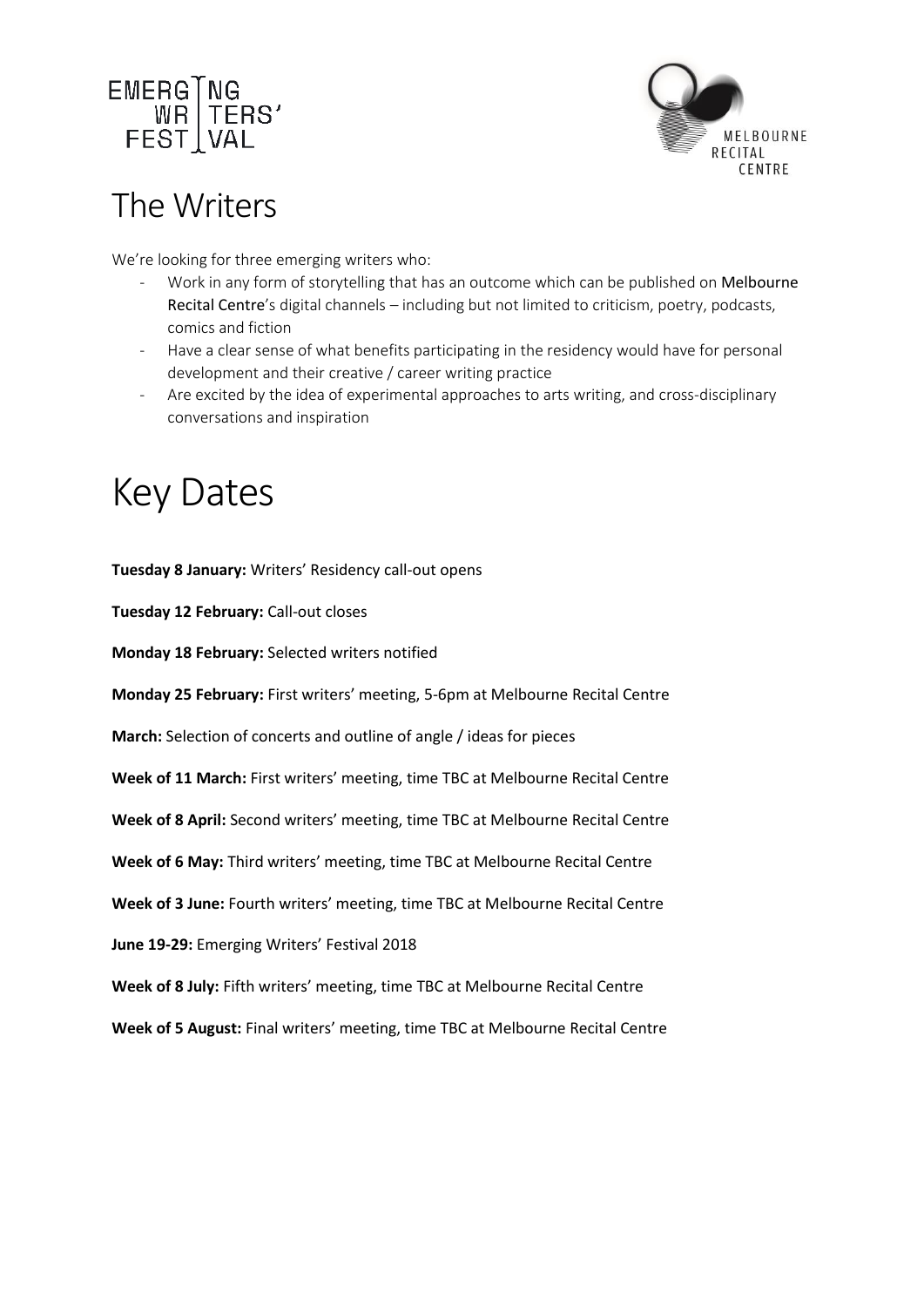## The Writers

We're looking for three emerging writers who:

- Work in any form of storytelling that has an outcome which can be published on Melbourne Recital Centre's digital channels – including but not limited to criticism, poetry, podcasts, comics and fiction
- Have a clear sense of what benefits participating in the residency would have for personal development and their creative / career writing practice
- Are excited by the idea of experimental approaches to arts writing, and cross-disciplinary conversations and inspiration

# Key Dates

**Tuesday 8 January:** Writers' Residency call-out opens

**Tuesday 12 February:** Call-out closes

**Monday 18 February:** Selected writers notified

**Monday 25 February:** First writers' meeting, 5-6pm at Melbourne Recital Centre

**March:** Selection of concerts and outline of angle / ideas for pieces

**Week of 11 March:** First writers' meeting, time TBC at Melbourne Recital Centre

**Week of 8 April:** Second writers' meeting, time TBC at Melbourne Recital Centre

**Week of 6 May:** Third writers' meeting, time TBC at Melbourne Recital Centre

**Week of 3 June:** Fourth writers' meeting, time TBC at Melbourne Recital Centre

**June 19-29:** Emerging Writers' Festival 2018

**Week of 8 July:** Fifth writers' meeting, time TBC at Melbourne Recital Centre

**Week of 5 August:** Final writers' meeting, time TBC at Melbourne Recital Centre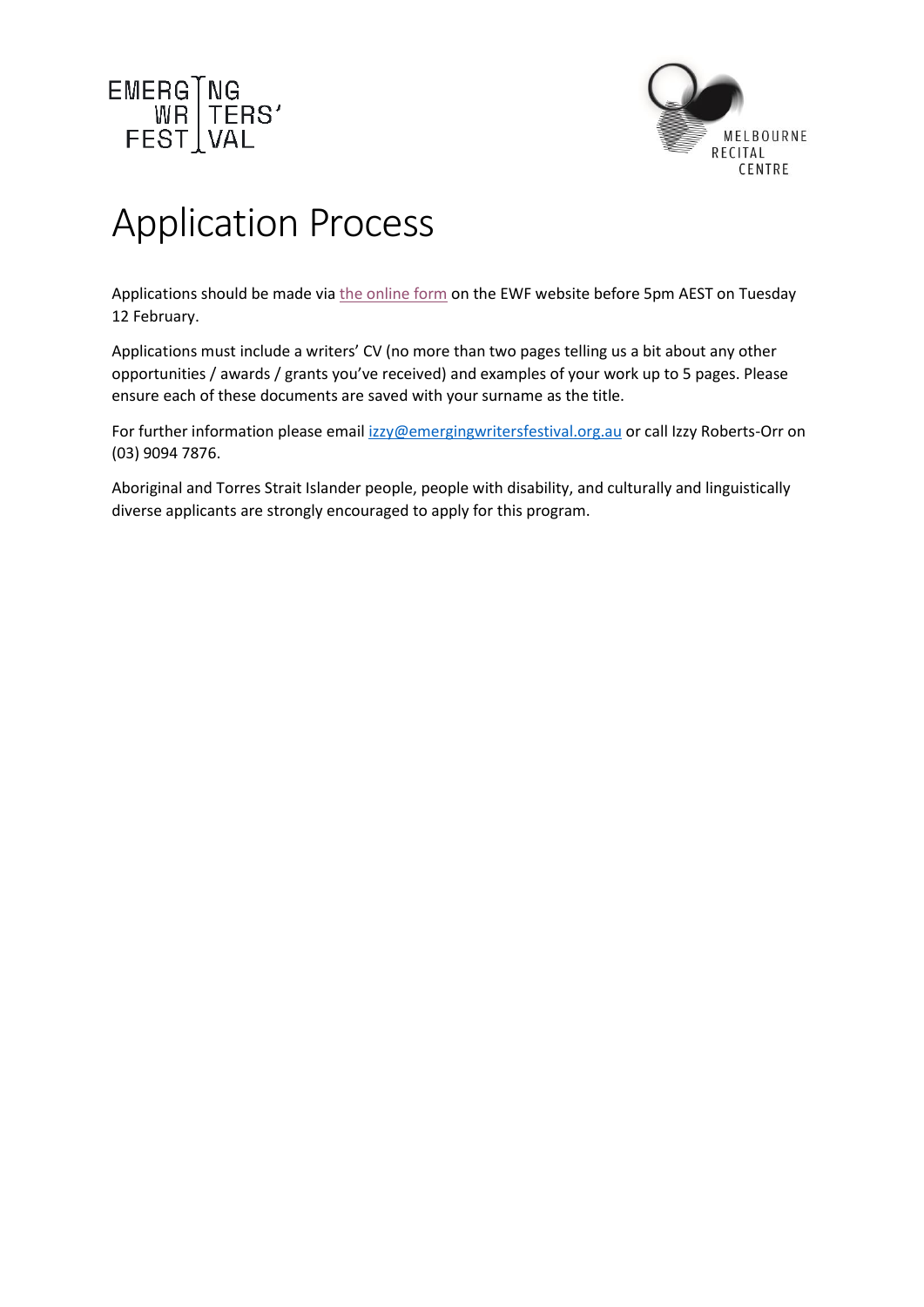# Application Process

Applications should be made via the online form on the EWF website before 5pm AEST on Tuesday 12 February.

Applications must include a writers' CV (no more than two pages telling us a bit about any other opportunities / awards / grants you've received) and examples of your work up to 5 pages. Please ensure each of these documents are saved with your surname as the title.

For further information please email izzy@emergingwritersfestival.org.au or call Izzy Roberts-Orr on (03) 9094 7876.

Aboriginal and Torres Strait Islander people, people with disability, and culturally and linguistically diverse applicants are strongly encouraged to apply for this program.